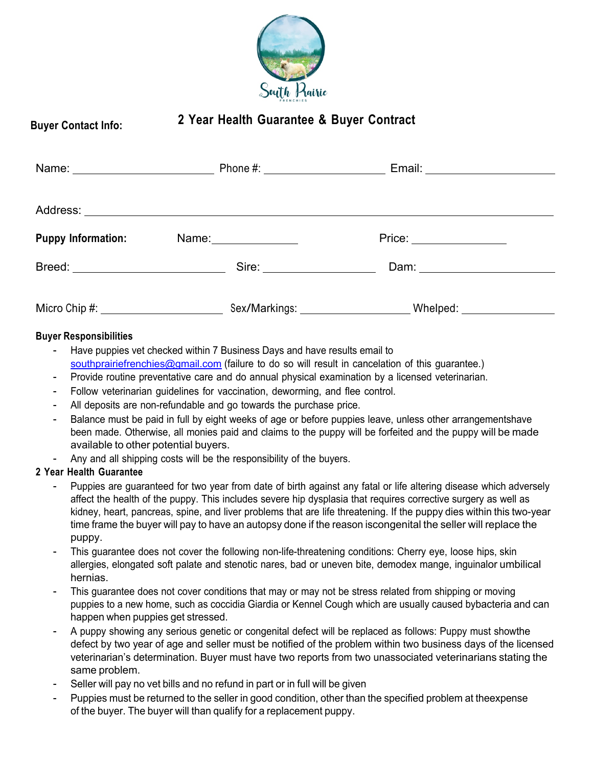South Prairie Frenchies

**Buyer Contact Info:**

## 2 Year Health Guarantee & Buyer Contract

Name: ______________________ Phone #: ____________________ Email: ____________________

Address: ________________________________________________________________________

**Puppy Information:** Name: ______________ Price: _______________

Breed: ________________________ Sire: __________________ Dam: _____________________

Micro Chip #: ___________________ Sex/Markings: __________________ Whelped: _______________

**Buyer Responsibilities**

- Have puppies vet checked within 7 Business Days and have results email to southprairiefrenchies@gmail.com (failure to do so will result in cancelation of this guarantee.)
- Provide routine preventative care and do annual physical examination by a licensed veterinarian.
- Follow veterinarian guidelines for vaccination, deworming, and flee control.
- All deposits are non-refundable and go towards the purchase price.
- Balance must be paid in full by eight weeks of age or before puppies leave, unless other arrangementshave been made. Otherwise, all monies paid and claims to the puppy will be forfeited and the puppy will be made available to other potential buyers.
- Any and all shipping costs will be the responsibility of the buyers.

**2 Year Health Guarantee**

- Puppies are guaranteed for two year from date of birth against any fatal or life altering disease which adversely affect the health of the puppy. This includes severe hip dysplasia that requires corrective surgery as well as kidney, heart, pancreas, spine, and liver problems that are life threatening. If the puppy dies within this two-year time frame the buyer will pay to have an autopsy done if the reason iscongenital the seller will replace the puppy.
- This guarantee does not cover the following non-life-threatening conditions: Cherry eye, loose hips, skin allergies, elongated soft palate and stenotic nares, bad or uneven bite, demodex mange, inguinalor umbilical hernias.
- This guarantee does not cover conditions that may or may not be stress related from shipping or moving puppies to a new home, such as coccidia Giardia or Kennel Cough which are usually caused bybacteria and can happen when puppies get stressed.
- A puppy showing any serious genetic or congenital defect will be replaced as follows: Puppy must showthe defect by two year of age and seller must be notified of the problem within two business days of the licensed veterinarian's determination. Buyer must have two reports from two unassociated veterinarians stating the same problem.
- Seller will pay no vet bills and no refund in part or in full will be given
- Puppies must be returned to the seller in good condition, other than the specified problem at theexpense of the buyer. The buyer will than qualify for a replacement puppy.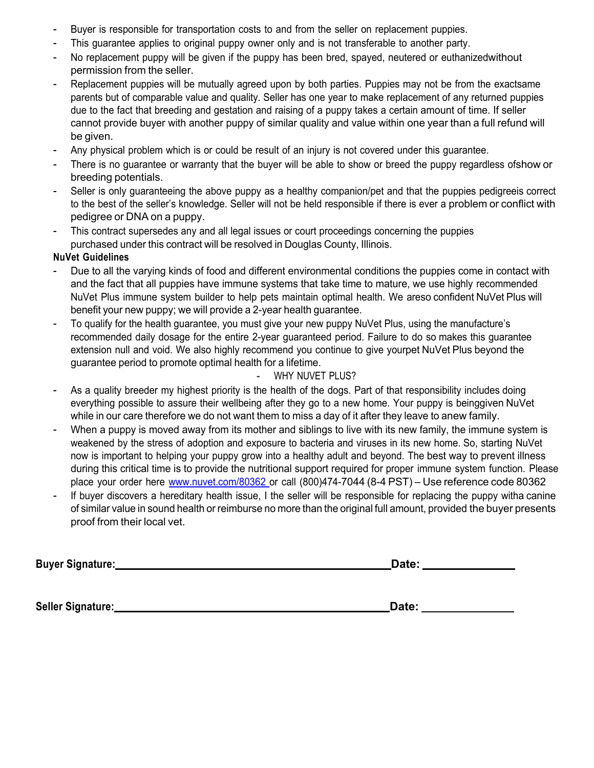- Buyer is responsible for transportation costs to and from the seller on replacement puppies.
- This guarantee applies to original puppy owner only and is not transferable to another party.
- No replacement puppy will be given if the puppy has been bred, spayed, neutered or euthanizedwithout permission from the seller.
- Replacement puppies will be mutually agreed upon by both parties. Puppies may not be from the exactsame parents but of comparable value and quality. Seller has one year to make replacement of any returned puppies due to the fact that breeding and gestation and raising of a puppy takes a certain amount of time. If seller cannot provide buyer with another puppy of similar quality and value within one year than a full refund will be given.
- Any physical problem which is or could be result of an injury is not covered under this guarantee.
- There is no guarantee or warranty that the buyer will be able to show or breed the puppy regardless ofshow or breeding potentials.
- Seller is only guaranteeing the above puppy as a healthy companion/pet and that the puppies pedigreeis correct to the best of the seller's knowledge. Seller will not be held responsible if there is ever a problem or conflict with pedigree or DNA on a puppy.
- This contract supersedes any and all legal issues or court proceedings concerning the puppies purchased under this contract will be resolved in Douglas County, Illinois.

**NuVet Guidelines**

- Due to all the varying kinds of food and different environmental conditions the puppies come in contact with and the fact that all puppies have immune systems that take time to mature, we use highly recommended NuVet Plus immune system builder to help pets maintain optimal health. We areso confident NuVet Plus will benefit your new puppy; we will provide a 2-year health guarantee.
- To qualify for the health guarantee, you must give your new puppy NuVet Plus, using the manufacture's recommended daily dosage for the entire 2-year guaranteed period. Failure to do so makes this guarantee extension null and void. We also highly recommend you continue to give yourpet NuVet Plus beyond the guarantee period to promote optimal health for a lifetime.

- WHY NUVET PLUS?

- As a quality breeder my highest priority is the health of the dogs. Part of that responsibility includes doing everything possible to assure their wellbeing after they go to a new home. Your puppy is beinggiven NuVet while in our care therefore we do not want them to miss a day of it after they leave to anew family.
- When a puppy is moved away from its mother and siblings to live with its new family, the immune system is weakened by the stress of adoption and exposure to bacteria and viruses in its new home. So, starting NuVet now is important to helping your puppy grow into a healthy adult and beyond. The best way to prevent illness during this critical time is to provide the nutritional support required for proper immune system function. Please place your order here www.nuvet.com/80362 or call (800)474-7044 (8-4 PST) – Use reference code 80362
- If buyer discovers a hereditary health issue, I the seller will be responsible for replacing the puppy witha canine of similar value in sound health or reimburse no more than the original full amount, provided the buyer presents proof from their local vet.

**Buyer Signature:**\_\_\_\_\_\_\_\_\_\_\_\_\_\_\_\_\_\_\_\_\_\_\_\_\_\_\_\_\_\_\_\_\_\_\_\_\_\_\_\_ **Date:** \_\_\_\_\_\_\_\_\_\_\_\_\_\_

**Seller Signature:**\_\_\_\_\_\_\_\_\_\_\_\_\_\_\_\_\_\_\_\_\_\_\_\_\_\_\_\_\_\_\_\_\_\_\_\_\_\_\_\_ **Date:** \_\_\_\_\_\_\_\_\_\_\_\_\_\_